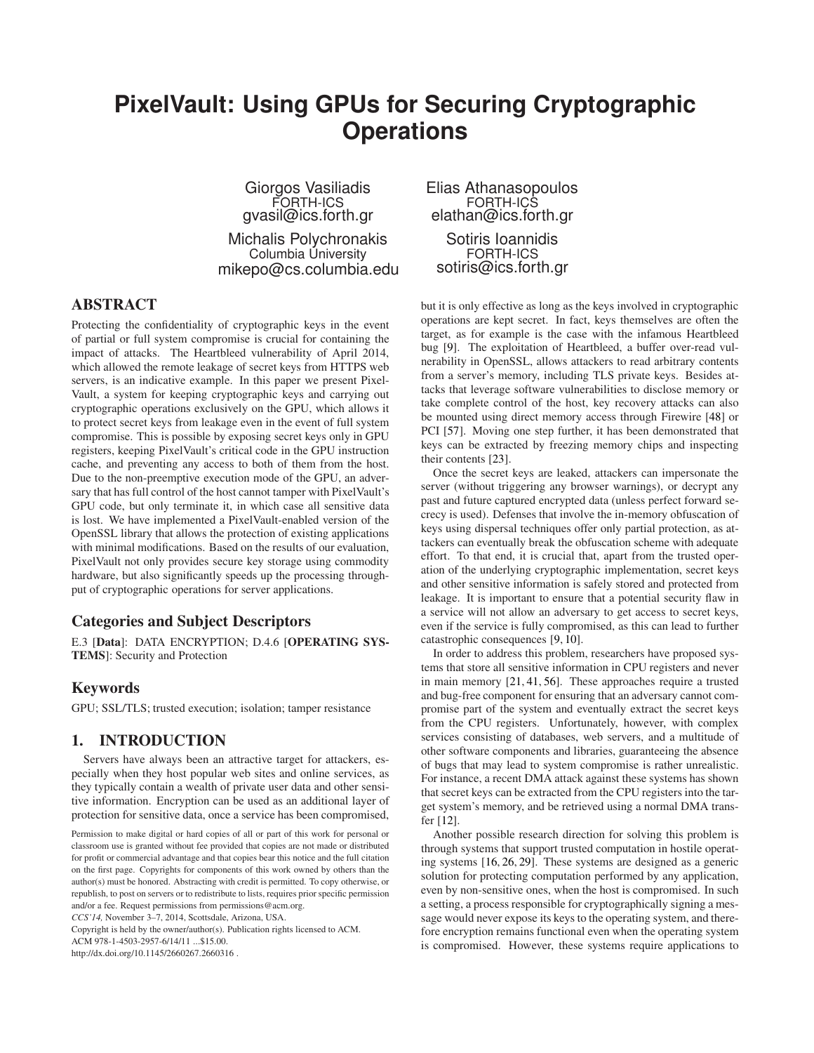# PixelVault: Using GPUs for Securing Cryptographic Operations

Giorgos Vasiliadis
FORTH-ICS
gvasil@ics.forth.gr

Elias Athanasopoulos
FORTH-ICS
elathan@ics.forth.gr

Michalis Polychronakis
Columbia University
mikepo@cs.columbia.edu

Sotiris Ioannidis
FORTH-ICS
sotiris@ics.forth.gr

## ABSTRACT

Protecting the confidentiality of cryptographic keys in the event of partial or full system compromise is crucial for containing the impact of attacks. The Heartbleed vulnerability of April 2014, which allowed the remote leakage of secret keys from HTTPS web servers, is an indicative example. In this paper we present PixelVault, a system for keeping cryptographic keys and carrying out cryptographic operations exclusively on the GPU, which allows it to protect secret keys from leakage even in the event of full system compromise. This is possible by exposing secret keys only in GPU registers, keeping PixelVault's critical code in the GPU instruction cache, and preventing any access to both of them from the host. Due to the non-preemptive execution mode of the GPU, an adversary that has full control of the host cannot tamper with PixelVault's GPU code, but only terminate it, in which case all sensitive data is lost. We have implemented a PixelVault-enabled version of the OpenSSL library that allows the protection of existing applications with minimal modifications. Based on the results of our evaluation, PixelVault not only provides secure key storage using commodity hardware, but also significantly speeds up the processing throughput of cryptographic operations for server applications.

### Categories and Subject Descriptors

E.3 [**Data**]: DATA ENCRYPTION; D.4.6 [**OPERATING SYSTEMS**]: Security and Protection

### Keywords

GPU; SSL/TLS; trusted execution; isolation; tamper resistance

## 1. INTRODUCTION

Servers have always been an attractive target for attackers, especially when they host popular web sites and online services, as they typically contain a wealth of private user data and other sensitive information. Encryption can be used as an additional layer of protection for sensitive data, once a service has been compromised, but it is only effective as long as the keys involved in cryptographic operations are kept secret. In fact, keys themselves are often the target, as for example is the case with the infamous Heartbleed bug [9]. The exploitation of Heartbleed, a buffer over-read vulnerability in OpenSSL, allows attackers to read arbitrary contents from a server's memory, including TLS private keys. Besides attacks that leverage software vulnerabilities to disclose memory or take complete control of the host, key recovery attacks can also be mounted using direct memory access through Firewire [48] or PCI [57]. Moving one step further, it has been demonstrated that keys can be extracted by freezing memory chips and inspecting their contents [23].

Once the secret keys are leaked, attackers can impersonate the server (without triggering any browser warnings), or decrypt any past and future captured encrypted data (unless perfect forward secrecy is used). Defenses that involve the in-memory obfuscation of keys using dispersal techniques offer only partial protection, as attackers can eventually break the obfuscation scheme with adequate effort. To that end, it is crucial that, apart from the trusted operation of the underlying cryptographic implementation, secret keys and other sensitive information is safely stored and protected from leakage. It is important to ensure that a potential security flaw in a service will not allow an adversary to get access to secret keys, even if the service is fully compromised, as this can lead to further catastrophic consequences [9, 10].

In order to address this problem, researchers have proposed systems that store all sensitive information in CPU registers and never in main memory [21, 41, 56]. These approaches require a trusted and bug-free component for ensuring that an adversary cannot compromise part of the system and eventually extract the secret keys from the CPU registers. Unfortunately, however, with complex services consisting of databases, web servers, and a multitude of other software components and libraries, guaranteeing the absence of bugs that may lead to system compromise is rather unrealistic. For instance, a recent DMA attack against these systems has shown that secret keys can be extracted from the CPU registers into the target system's memory, and be retrieved using a normal DMA transfer [12].

Another possible research direction for solving this problem is through systems that support trusted computation in hostile operating systems [16, 26, 29]. These systems are designed as a generic solution for protecting computation performed by any application, even by non-sensitive ones, when the host is compromised. In such a setting, a process responsible for cryptographically signing a message would never expose its keys to the operating system, and therefore encryption remains functional even when the operating system is compromised. However, these systems require applications to

Permission to make digital or hard copies of all or part of this work for personal or classroom use is granted without fee provided that copies are not made or distributed for profit or commercial advantage and that copies bear this notice and the full citation on the first page. Copyrights for components of this work owned by others than the author(s) must be honored. Abstracting with credit is permitted. To copy otherwise, or republish, to post on servers or to redistribute to lists, requires prior specific permission and/or a fee. Request permissions from permissions@acm.org.
*CCS'14,* November 3–7, 2014, Scottsdale, Arizona, USA.
Copyright is held by the owner/author(s). Publication rights licensed to ACM.
ACM 978-1-4503-2957-6/14/11 ...$15.00.
http://dx.doi.org/10.1145/2660267.2660316 .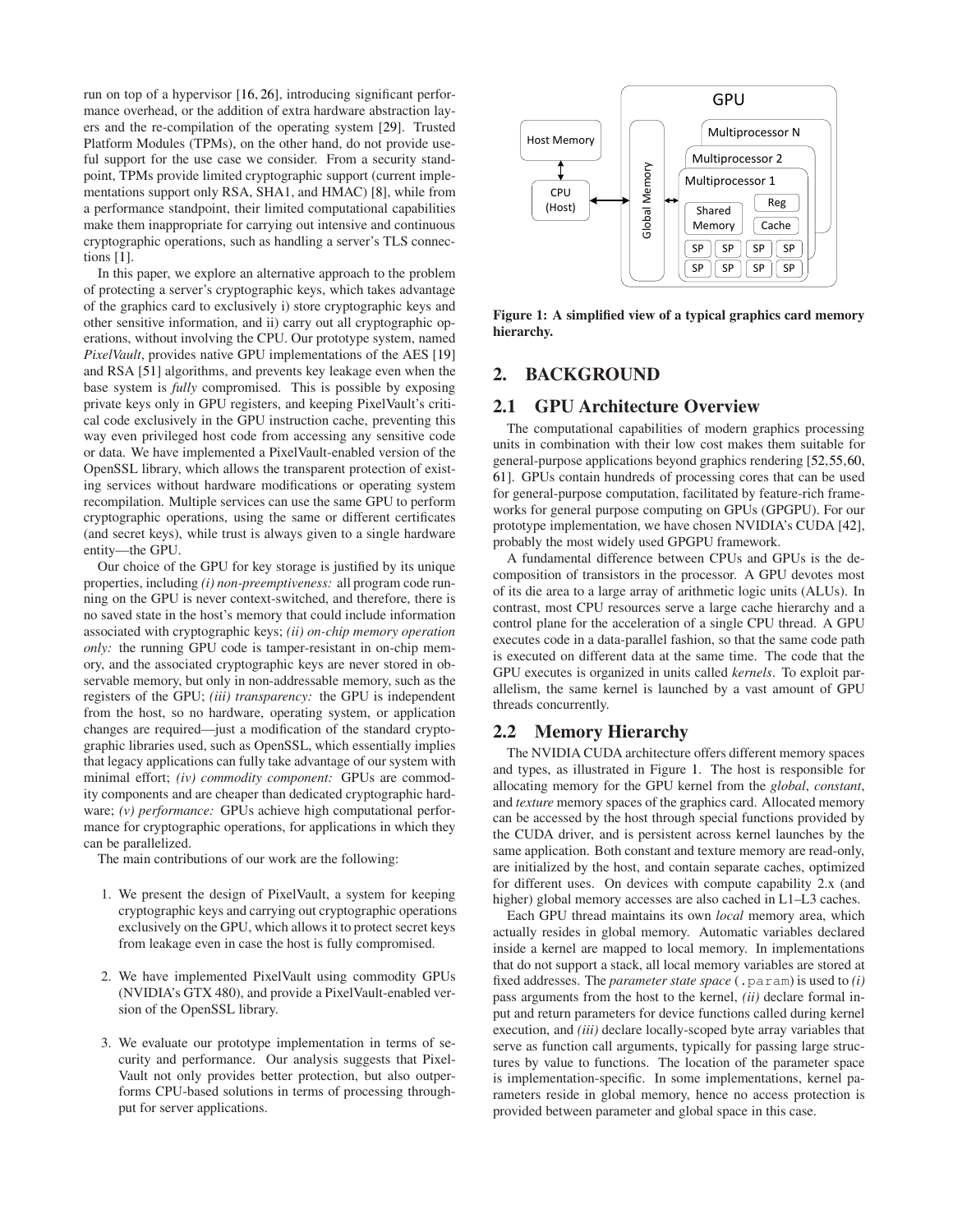run on top of a hypervisor [16, 26], introducing significant performance overhead, or the addition of extra hardware abstraction layers and the re-compilation of the operating system [29]. Trusted Platform Modules (TPMs), on the other hand, do not provide useful support for the use case we consider. From a security standpoint, TPMs provide limited cryptographic support (current implementations support only RSA, SHA1, and HMAC) [8], while from a performance standpoint, their limited computational capabilities make them inappropriate for carrying out intensive and continuous cryptographic operations, such as handling a server's TLS connections [1].

In this paper, we explore an alternative approach to the problem of protecting a server's cryptographic keys, which takes advantage of the graphics card to exclusively i) store cryptographic keys and other sensitive information, and ii) carry out all cryptographic operations, without involving the CPU. Our prototype system, named *PixelVault*, provides native GPU implementations of the AES [19] and RSA [51] algorithms, and prevents key leakage even when the base system is *fully* compromised. This is possible by exposing private keys only in GPU registers, and keeping PixelVault's critical code exclusively in the GPU instruction cache, preventing this way even privileged host code from accessing any sensitive code or data. We have implemented a PixelVault-enabled version of the OpenSSL library, which allows the transparent protection of existing services without hardware modifications or operating system recompilation. Multiple services can use the same GPU to perform cryptographic operations, using the same or different certificates (and secret keys), while trust is always given to a single hardware entity—the GPU.

Our choice of the GPU for key storage is justified by its unique properties, including *(i) non-preemptiveness:* all program code running on the GPU is never context-switched, and therefore, there is no saved state in the host's memory that could include information associated with cryptographic keys; *(ii) on-chip memory operation only:* the running GPU code is tamper-resistant in on-chip memory, and the associated cryptographic keys are never stored in observable memory, but only in non-addressable memory, such as the registers of the GPU; *(iii) transparency:* the GPU is independent from the host, so no hardware, operating system, or application changes are required—just a modification of the standard cryptographic libraries used, such as OpenSSL, which essentially implies that legacy applications can fully take advantage of our system with minimal effort; *(iv) commodity component:* GPUs are commodity components and are cheaper than dedicated cryptographic hardware; *(v) performance:* GPUs achieve high computational performance for cryptographic operations, for applications in which they can be parallelized.

The main contributions of our work are the following:

1. We present the design of PixelVault, a system for keeping cryptographic keys and carrying out cryptographic operations exclusively on the GPU, which allows it to protect secret keys from leakage even in case the host is fully compromised.

2. We have implemented PixelVault using commodity GPUs (NVIDIA's GTX 480), and provide a PixelVault-enabled version of the OpenSSL library.

3. We evaluate our prototype implementation in terms of security and performance. Our analysis suggests that PixelVault not only provides better protection, but also outperforms CPU-based solutions in terms of processing throughput for server applications.

**Figure 1: A simplified view of a typical graphics card memory hierarchy.**

## 2. BACKGROUND

### 2.1 GPU Architecture Overview

The computational capabilities of modern graphics processing units in combination with their low cost makes them suitable for general-purpose applications beyond graphics rendering [52, 55, 60, 61]. GPUs contain hundreds of processing cores that can be used for general-purpose computation, facilitated by feature-rich frameworks for general purpose computing on GPUs (GPGPU). For our prototype implementation, we have chosen NVIDIA's CUDA [42], probably the most widely used GPGPU framework.

A fundamental difference between CPUs and GPUs is the decomposition of transistors in the processor. A GPU devotes most of its die area to a large array of arithmetic logic units (ALUs). In contrast, most CPU resources serve a large cache hierarchy and a control plane for the acceleration of a single CPU thread. A GPU executes code in a data-parallel fashion, so that the same code path is executed on different data at the same time. The code that the GPU executes is organized in units called *kernels*. To exploit parallelism, the same kernel is launched by a vast amount of GPU threads concurrently.

### 2.2 Memory Hierarchy

The NVIDIA CUDA architecture offers different memory spaces and types, as illustrated in Figure 1. The host is responsible for allocating memory for the GPU kernel from the *global*, *constant*, and *texture* memory spaces of the graphics card. Allocated memory can be accessed by the host through special functions provided by the CUDA driver, and is persistent across kernel launches by the same application. Both constant and texture memory are read-only, are initialized by the host, and contain separate caches, optimized for different uses. On devices with compute capability 2.x (and higher) global memory accesses are also cached in L1–L3 caches.

Each GPU thread maintains its own *local* memory area, which actually resides in global memory. Automatic variables declared inside a kernel are mapped to local memory. In implementations that do not support a stack, all local memory variables are stored at fixed addresses. The *parameter state space* (`.param`) is used to *(i)* pass arguments from the host to the kernel, *(ii)* declare formal input and return parameters for device functions called during kernel execution, and *(iii)* declare locally-scoped byte array variables that serve as function call arguments, typically for passing large structures by value to functions. The location of the parameter space is implementation-specific. In some implementations, kernel parameters reside in global memory, hence no access protection is provided between parameter and global space in this case.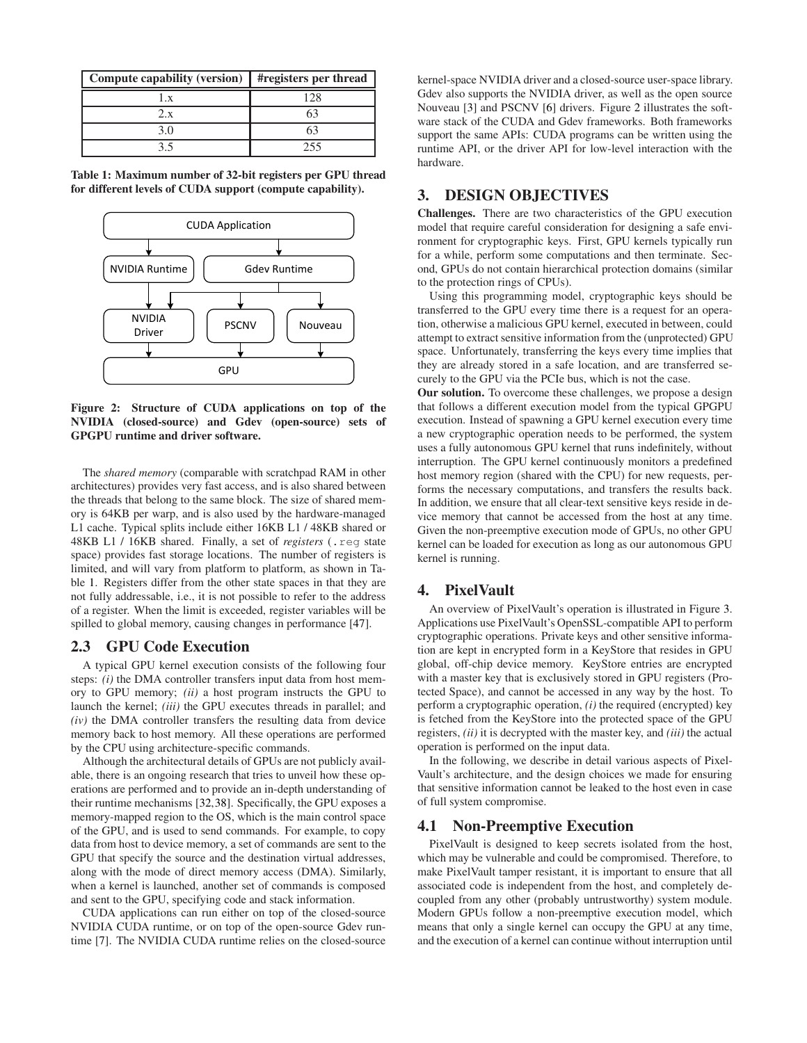| Compute capability (version) | #registers per thread |
|---|---|
| 1.x | 128 |
| 2.x | 63 |
| 3.0 | 63 |
| 3.5 | 255 |

**Table 1: Maximum number of 32-bit registers per GPU thread for different levels of CUDA support (compute capability).**

**Figure 2: Structure of CUDA applications on top of the NVIDIA (closed-source) and Gdev (open-source) sets of GPGPU runtime and driver software.**

The *shared memory* (comparable with scratchpad RAM in other architectures) provides very fast access, and is also shared between the threads that belong to the same block. The size of shared memory is 64KB per warp, and is also used by the hardware-managed L1 cache. Typical splits include either 16KB L1 / 48KB shared or 48KB L1 / 16KB shared. Finally, a set of *registers* (`.reg` state space) provides fast storage locations. The number of registers is limited, and will vary from platform to platform, as shown in Table 1. Registers differ from the other state spaces in that they are not fully addressable, i.e., it is not possible to refer to the address of a register. When the limit is exceeded, register variables will be spilled to global memory, causing changes in performance [47].

## 2.3 GPU Code Execution

A typical GPU kernel execution consists of the following four steps: *(i)* the DMA controller transfers input data from host memory to GPU memory; *(ii)* a host program instructs the GPU to launch the kernel; *(iii)* the GPU executes threads in parallel; and *(iv)* the DMA controller transfers the resulting data from device memory back to host memory. All these operations are performed by the CPU using architecture-specific commands.

Although the architectural details of GPUs are not publicly available, there is an ongoing research that tries to unveil how these operations are performed and to provide an in-depth understanding of their runtime mechanisms [32,38]. Specifically, the GPU exposes a memory-mapped region to the OS, which is the main control space of the GPU, and is used to send commands. For example, to copy data from host to device memory, a set of commands are sent to the GPU that specify the source and the destination virtual addresses, along with the mode of direct memory access (DMA). Similarly, when a kernel is launched, another set of commands is composed and sent to the GPU, specifying code and stack information.

CUDA applications can run either on top of the closed-source NVIDIA CUDA runtime, or on top of the open-source Gdev runtime [7]. The NVIDIA CUDA runtime relies on the closed-source kernel-space NVIDIA driver and a closed-source user-space library. Gdev also supports the NVIDIA driver, as well as the open source Nouveau [3] and PSCNV [6] drivers. Figure 2 illustrates the software stack of the CUDA and Gdev frameworks. Both frameworks support the same APIs: CUDA programs can be written using the runtime API, or the driver API for low-level interaction with the hardware.

# 3. DESIGN OBJECTIVES

**Challenges.** There are two characteristics of the GPU execution model that require careful consideration for designing a safe environment for cryptographic keys. First, GPU kernels typically run for a while, perform some computations and then terminate. Second, GPUs do not contain hierarchical protection domains (similar to the protection rings of CPUs).

Using this programming model, cryptographic keys should be transferred to the GPU every time there is a request for an operation, otherwise a malicious GPU kernel, executed in between, could attempt to extract sensitive information from the (unprotected) GPU space. Unfortunately, transferring the keys every time implies that they are already stored in a safe location, and are transferred securely to the GPU via the PCIe bus, which is not the case.

**Our solution.** To overcome these challenges, we propose a design that follows a different execution model from the typical GPGPU execution. Instead of spawning a GPU kernel execution every time a new cryptographic operation needs to be performed, the system uses a fully autonomous GPU kernel that runs indefinitely, without interruption. The GPU kernel continuously monitors a predefined host memory region (shared with the CPU) for new requests, performs the necessary computations, and transfers the results back. In addition, we ensure that all clear-text sensitive keys reside in device memory that cannot be accessed from the host at any time. Given the non-preemptive execution mode of GPUs, no other GPU kernel can be loaded for execution as long as our autonomous GPU kernel is running.

# 4. PixelVault

An overview of PixelVault's operation is illustrated in Figure 3. Applications use PixelVault's OpenSSL-compatible API to perform cryptographic operations. Private keys and other sensitive information are kept in encrypted form in a KeyStore that resides in GPU global, off-chip device memory. KeyStore entries are encrypted with a master key that is exclusively stored in GPU registers (Protected Space), and cannot be accessed in any way by the host. To perform a cryptographic operation, *(i)* the required (encrypted) key is fetched from the KeyStore into the protected space of the GPU registers, *(ii)* it is decrypted with the master key, and *(iii)* the actual operation is performed on the input data.

In the following, we describe in detail various aspects of PixelVault's architecture, and the design choices we made for ensuring that sensitive information cannot be leaked to the host even in case of full system compromise.

## 4.1 Non-Preemptive Execution

PixelVault is designed to keep secrets isolated from the host, which may be vulnerable and could be compromised. Therefore, to make PixelVault tamper resistant, it is important to ensure that all associated code is independent from the host, and completely decoupled from any other (probably untrustworthy) system module. Modern GPUs follow a non-preemptive execution model, which means that only a single kernel can occupy the GPU at any time, and the execution of a kernel can continue without interruption until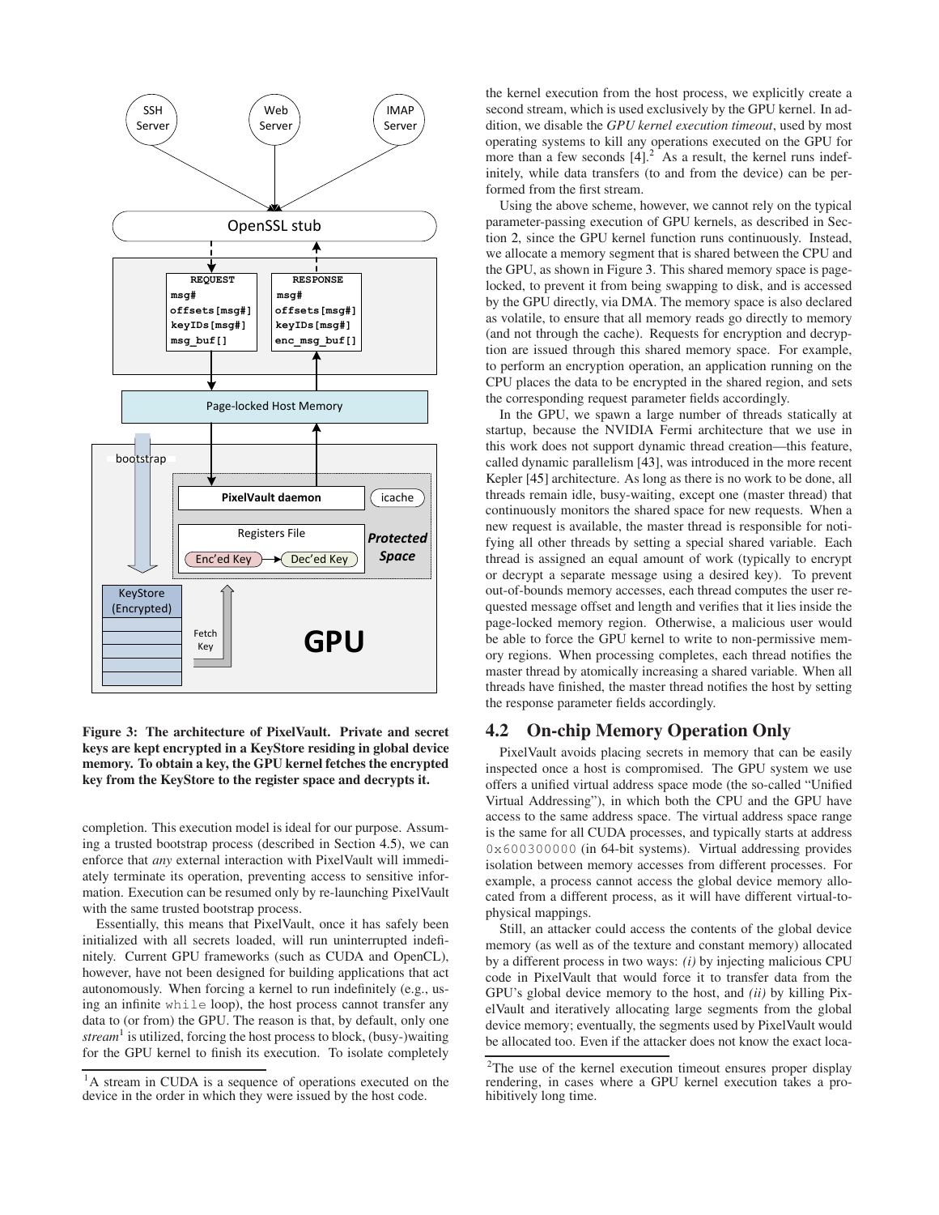**Figure 3: The architecture of PixelVault. Private and secret keys are kept encrypted in a KeyStore residing in global device memory. To obtain a key, the GPU kernel fetches the encrypted key from the KeyStore to the register space and decrypts it.**

completion. This execution model is ideal for our purpose. Assuming a trusted bootstrap process (described in Section 4.5), we can enforce that *any* external interaction with PixelVault will immediately terminate its operation, preventing access to sensitive information. Execution can be resumed only by re-launching PixelVault with the same trusted bootstrap process.

Essentially, this means that PixelVault, once it has safely been initialized with all secrets loaded, will run uninterrupted indefinitely. Current GPU frameworks (such as CUDA and OpenCL), however, have not been designed for building applications that act autonomously. When forcing a kernel to run indefinitely (e.g., using an infinite `while` loop), the host process cannot transfer any data to (or from) the GPU. The reason is that, by default, only one *stream*[1] is utilized, forcing the host process to block, (busy-)waiting for the GPU kernel to finish its execution. To isolate completely the kernel execution from the host process, we explicitly create a second stream, which is used exclusively by the GPU kernel. In addition, we disable the *GPU kernel execution timeout*, used by most operating systems to kill any operations executed on the GPU for more than a few seconds [4].[2] As a result, the kernel runs indefinitely, while data transfers (to and from the device) can be performed from the first stream.

Using the above scheme, however, we cannot rely on the typical parameter-passing execution of GPU kernels, as described in Section 2, since the GPU kernel function runs continuously. Instead, we allocate a memory segment that is shared between the CPU and the GPU, as shown in Figure 3. This shared memory space is page-locked, to prevent it from being swapping to disk, and is accessed by the GPU directly, via DMA. The memory space is also declared as volatile, to ensure that all memory reads go directly to memory (and not through the cache). Requests for encryption and decryption are issued through this shared memory space. For example, to perform an encryption operation, an application running on the CPU places the data to be encrypted in the shared region, and sets the corresponding request parameter fields accordingly.

In the GPU, we spawn a large number of threads statically at startup, because the NVIDIA Fermi architecture that we use in this work does not support dynamic thread creation—this feature, called dynamic parallelism [43], was introduced in the more recent Kepler [45] architecture. As long as there is no work to be done, all threads remain idle, busy-waiting, except one (master thread) that continuously monitors the shared space for new requests. When a new request is available, the master thread is responsible for notifying all other threads by setting a special shared variable. Each thread is assigned an equal amount of work (typically to encrypt or decrypt a separate message using a desired key). To prevent out-of-bounds memory accesses, each thread computes the user requested message offset and length and verifies that it lies inside the page-locked memory region. Otherwise, a malicious user would be able to force the GPU kernel to write to non-permissive memory regions. When processing completes, each thread notifies the master thread by atomically increasing a shared variable. When all threads have finished, the master thread notifies the host by setting the response parameter fields accordingly.

## 4.2 On-chip Memory Operation Only

PixelVault avoids placing secrets in memory that can be easily inspected once a host is compromised. The GPU system we use offers a unified virtual address space mode (the so-called "Unified Virtual Addressing"), in which both the CPU and the GPU have access to the same address space. The virtual address space range is the same for all CUDA processes, and typically starts at address `0x600300000` (in 64-bit systems). Virtual addressing provides isolation between memory accesses from different processes. For example, a process cannot access the global device memory allocated from a different process, as it will have different virtual-to-physical mappings.

Still, an attacker could access the contents of the global device memory (as well as of the texture and constant memory) allocated by a different process in two ways: *(i)* by injecting malicious CPU code in PixelVault that would force it to transfer data from the GPU's global device memory to the host, and *(ii)* by killing PixelVault and iteratively allocating large segments from the global device memory; eventually, the segments used by PixelVault would be allocated too. Even if the attacker does not know the exact loca-

[1]A stream in CUDA is a sequence of operations executed on the device in the order in which they were issued by the host code.

[2]The use of the kernel execution timeout ensures proper display rendering, in cases where a GPU kernel execution takes a prohibitively long time.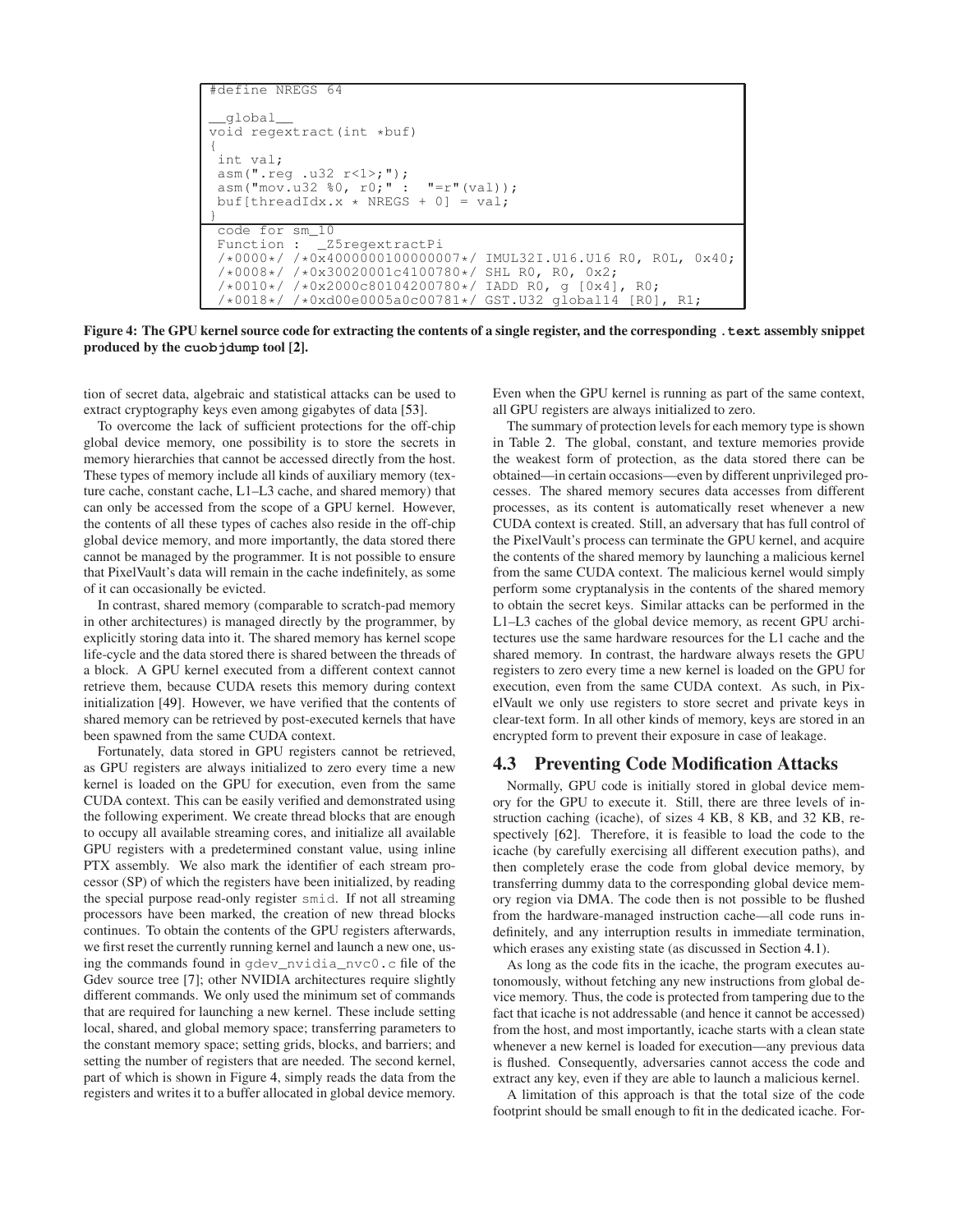```
#define NREGS 64

__global__
void regextract(int *buf)
{
 int val;
 asm(".reg .u32 r<1>;");
 asm("mov.u32 %0, r0;" :  "=r"(val));
 buf[threadIdx.x * NREGS + 0] = val;
}
```

```
 code for sm_10
 Function :  _Z5regextractPi
 /*0000*/ /*0x4000000100000007*/ IMUL32I.U16.U16 R0, R0L, 0x40;
 /*0008*/ /*0x30020001c4100780*/ SHL R0, R0, 0x2;
 /*0010*/ /*0x2000c80104200780*/ IADD R0, g [0x4], R0;
 /*0018*/ /*0xd00e0005a0c00781*/ GST.U32 global14 [R0], R1;
```

**Figure 4: The GPU kernel source code for extracting the contents of a single register, and the corresponding `.text` assembly snippet produced by the `cuobjdump` tool [2].**

tion of secret data, algebraic and statistical attacks can be used to extract cryptography keys even among gigabytes of data [53].

To overcome the lack of sufficient protections for the off-chip global device memory, one possibility is to store the secrets in memory hierarchies that cannot be accessed directly from the host. These types of memory include all kinds of auxiliary memory (texture cache, constant cache, L1–L3 cache, and shared memory) that can only be accessed from the scope of a GPU kernel. However, the contents of all these types of caches also reside in the off-chip global device memory, and more importantly, the data stored there cannot be managed by the programmer. It is not possible to ensure that PixelVault's data will remain in the cache indefinitely, as some of it can occasionally be evicted.

In contrast, shared memory (comparable to scratch-pad memory in other architectures) is managed directly by the programmer, by explicitly storing data into it. The shared memory has kernel scope life-cycle and the data stored there is shared between the threads of a block. A GPU kernel executed from a different context cannot retrieve them, because CUDA resets this memory during context initialization [49]. However, we have verified that the contents of shared memory can be retrieved by post-executed kernels that have been spawned from the same CUDA context.

Fortunately, data stored in GPU registers cannot be retrieved, as GPU registers are always initialized to zero every time a new kernel is loaded on the GPU for execution, even from the same CUDA context. This can be easily verified and demonstrated using the following experiment. We create thread blocks that are enough to occupy all available streaming cores, and initialize all available GPU registers with a predetermined constant value, using inline PTX assembly. We also mark the identifier of each stream processor (SP) of which the registers have been initialized, by reading the special purpose read-only register `smid`. If not all streaming processors have been marked, the creation of new thread blocks continues. To obtain the contents of the GPU registers afterwards, we first reset the currently running kernel and launch a new one, using the commands found in `gdev_nvidia_nvc0.c` file of the Gdev source tree [7]; other NVIDIA architectures require slightly different commands. We only used the minimum set of commands that are required for launching a new kernel. These include setting local, shared, and global memory space; transferring parameters to the constant memory space; setting grids, blocks, and barriers; and setting the number of registers that are needed. The second kernel, part of which is shown in Figure 4, simply reads the data from the registers and writes it to a buffer allocated in global device memory. Even when the GPU kernel is running as part of the same context, all GPU registers are always initialized to zero.

The summary of protection levels for each memory type is shown in Table 2. The global, constant, and texture memories provide the weakest form of protection, as the data stored there can be obtained—in certain occasions—even by different unprivileged processes. The shared memory secures data accesses from different processes, as its content is automatically reset whenever a new CUDA context is created. Still, an adversary that has full control of the PixelVault's process can terminate the GPU kernel, and acquire the contents of the shared memory by launching a malicious kernel from the same CUDA context. The malicious kernel would simply perform some cryptanalysis in the contents of the shared memory to obtain the secret keys. Similar attacks can be performed in the L1–L3 caches of the global device memory, as recent GPU architectures use the same hardware resources for the L1 cache and the shared memory. In contrast, the hardware always resets the GPU registers to zero every time a new kernel is loaded on the GPU for execution, even from the same CUDA context. As such, in PixelVault we only use registers to store secret and private keys in clear-text form. In all other kinds of memory, keys are stored in an encrypted form to prevent their exposure in case of leakage.

## 4.3 Preventing Code Modification Attacks

Normally, GPU code is initially stored in global device memory for the GPU to execute it. Still, there are three levels of instruction caching (icache), of sizes 4 KB, 8 KB, and 32 KB, respectively [62]. Therefore, it is feasible to load the code to the icache (by carefully exercising all different execution paths), and then completely erase the code from global device memory, by transferring dummy data to the corresponding global device memory region via DMA. The code then is not possible to be flushed from the hardware-managed instruction cache—all code runs indefinitely, and any interruption results in immediate termination, which erases any existing state (as discussed in Section 4.1).

As long as the code fits in the icache, the program executes autonomously, without fetching any new instructions from global device memory. Thus, the code is protected from tampering due to the fact that icache is not addressable (and hence it cannot be accessed) from the host, and most importantly, icache starts with a clean state whenever a new kernel is loaded for execution—any previous data is flushed. Consequently, adversaries cannot access the code and extract any key, even if they are able to launch a malicious kernel.

A limitation of this approach is that the total size of the code footprint should be small enough to fit in the dedicated icache. For-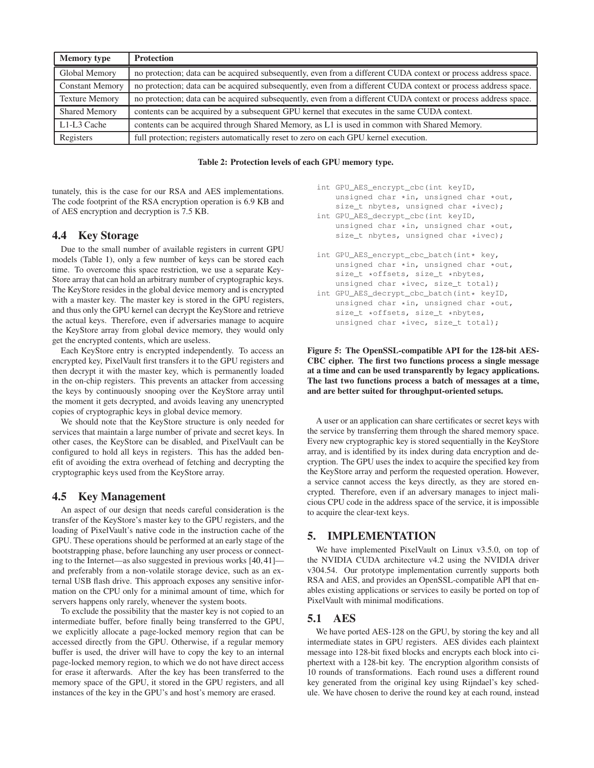| Memory type | Protection |
| --- | --- |
| Global Memory | no protection; data can be acquired subsequently, even from a different CUDA context or process address space. |
| Constant Memory | no protection; data can be acquired subsequently, even from a different CUDA context or process address space. |
| Texture Memory | no protection; data can be acquired subsequently, even from a different CUDA context or process address space. |
| Shared Memory | contents can be acquired by a subsequent GPU kernel that executes in the same CUDA context. |
| L1-L3 Cache | contents can be acquired through Shared Memory, as L1 is used in common with Shared Memory. |
| Registers | full protection; registers automatically reset to zero on each GPU kernel execution. |

**Table 2: Protection levels of each GPU memory type.**

tunately, this is the case for our RSA and AES implementations. The code footprint of the RSA encryption operation is 6.9 KB and of AES encryption and decryption is 7.5 KB.

## 4.4 Key Storage

Due to the small number of available registers in current GPU models (Table 1), only a few number of keys can be stored each time. To overcome this space restriction, we use a separate KeyStore array that can hold an arbitrary number of cryptographic keys. The KeyStore resides in the global device memory and is encrypted with a master key. The master key is stored in the GPU registers, and thus only the GPU kernel can decrypt the KeyStore and retrieve the actual keys. Therefore, even if adversaries manage to acquire the KeyStore array from global device memory, they would only get the encrypted contents, which are useless.

Each KeyStore entry is encrypted independently. To access an encrypted key, PixelVault first transfers it to the GPU registers and then decrypt it with the master key, which is permanently loaded in the on-chip registers. This prevents an attacker from accessing the keys by continuously snooping over the KeyStore array until the moment it gets decrypted, and avoids leaving any unencrypted copies of cryptographic keys in global device memory.

We should note that the KeyStore structure is only needed for services that maintain a large number of private and secret keys. In other cases, the KeyStore can be disabled, and PixelVault can be configured to hold all keys in registers. This has the added benefit of avoiding the extra overhead of fetching and decrypting the cryptographic keys used from the KeyStore array.

## 4.5 Key Management

An aspect of our design that needs careful consideration is the transfer of the KeyStore's master key to the GPU registers, and the loading of PixelVault's native code in the instruction cache of the GPU. These operations should be performed at an early stage of the bootstrapping phase, before launching any user process or connecting to the Internet—as also suggested in previous works [40, 41]—and preferably from a non-volatile storage device, such as an external USB flash drive. This approach exposes any sensitive information on the CPU only for a minimal amount of time, which for servers happens only rarely, whenever the system boots.

To exclude the possibility that the master key is not copied to an intermediate buffer, before finally being transferred to the GPU, we explicitly allocate a page-locked memory region that can be accessed directly from the GPU. Otherwise, if a regular memory buffer is used, the driver will have to copy the key to an internal page-locked memory region, to which we do not have direct access for erase it afterwards. After the key has been transferred to the memory space of the GPU, it stored in the GPU registers, and all instances of the key in the GPU's and host's memory are erased.

```
int GPU_AES_encrypt_cbc(int keyID,
    unsigned char *in, unsigned char *out,
    size_t nbytes, unsigned char *ivec);
int GPU_AES_decrypt_cbc(int keyID,
    unsigned char *in, unsigned char *out,
    size_t nbytes, unsigned char *ivec);

int GPU_AES_encrypt_cbc_batch(int* key,
    unsigned char *in, unsigned char *out,
    size_t *offsets, size_t *nbytes,
    unsigned char *ivec, size_t total);
int GPU_AES_decrypt_cbc_batch(int* keyID,
    unsigned char *in, unsigned char *out,
    size_t *offsets, size_t *nbytes,
    unsigned char *ivec, size_t total);
```

**Figure 5: The OpenSSL-compatible API for the 128-bit AES-CBC cipher. The first two functions process a single message at a time and can be used transparently by legacy applications. The last two functions process a batch of messages at a time, and are better suited for throughput-oriented setups.**

A user or an application can share certificates or secret keys with the service by transferring them through the shared memory space. Every new cryptographic key is stored sequentially in the KeyStore array, and is identified by its index during data encryption and decryption. The GPU uses the index to acquire the specified key from the KeyStore array and perform the requested operation. However, a service cannot access the keys directly, as they are stored encrypted. Therefore, even if an adversary manages to inject malicious CPU code in the address space of the service, it is impossible to acquire the clear-text keys.

# 5. IMPLEMENTATION

We have implemented PixelVault on Linux v3.5.0, on top of the NVIDIA CUDA architecture v4.2 using the NVIDIA driver v304.54. Our prototype implementation currently supports both RSA and AES, and provides an OpenSSL-compatible API that enables existing applications or services to easily be ported on top of PixelVault with minimal modifications.

## 5.1 AES

We have ported AES-128 on the GPU, by storing the key and all intermediate states in GPU registers. AES divides each plaintext message into 128-bit fixed blocks and encrypts each block into ciphertext with a 128-bit key. The encryption algorithm consists of 10 rounds of transformations. Each round uses a different round key generated from the original key using Rijndael's key schedule. We have chosen to derive the round key at each round, instead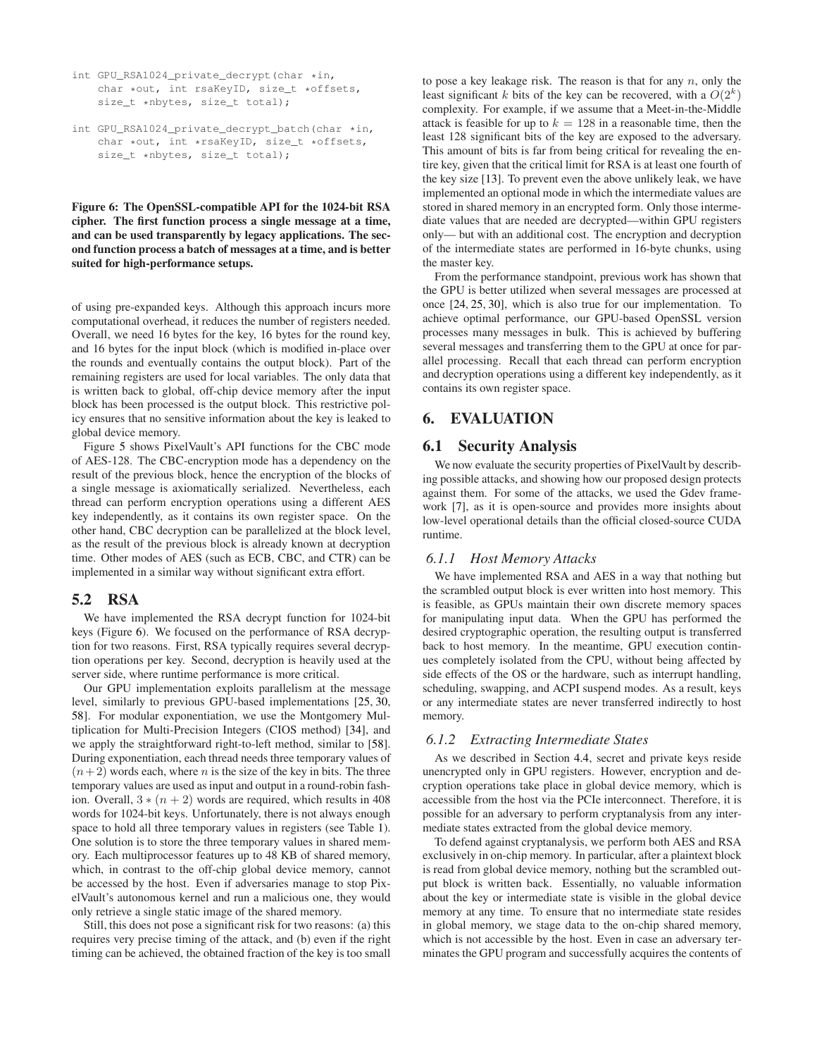```
int GPU_RSA1024_private_decrypt(char *in,
    char *out, int rsaKeyID, size_t *offsets,
    size_t *nbytes, size_t total);

int GPU_RSA1024_private_decrypt_batch(char *in,
    char *out, int *rsaKeyID, size_t *offsets,
    size_t *nbytes, size_t total);
```

**Figure 6: The OpenSSL-compatible API for the 1024-bit RSA cipher. The first function process a single message at a time, and can be used transparently by legacy applications. The second function process a batch of messages at a time, and is better suited for high-performance setups.**

of using pre-expanded keys. Although this approach incurs more computational overhead, it reduces the number of registers needed. Overall, we need 16 bytes for the key, 16 bytes for the round key, and 16 bytes for the input block (which is modified in-place over the rounds and eventually contains the output block). Part of the remaining registers are used for local variables. The only data that is written back to global, off-chip device memory after the input block has been processed is the output block. This restrictive policy ensures that no sensitive information about the key is leaked to global device memory.

Figure 5 shows PixelVault's API functions for the CBC mode of AES-128. The CBC-encryption mode has a dependency on the result of the previous block, hence the encryption of the blocks of a single message is axiomatically serialized. Nevertheless, each thread can perform encryption operations using a different AES key independently, as it contains its own register space. On the other hand, CBC decryption can be parallelized at the block level, as the result of the previous block is already known at decryption time. Other modes of AES (such as ECB, CBC, and CTR) can be implemented in a similar way without significant extra effort.

## 5.2 RSA

We have implemented the RSA decrypt function for 1024-bit keys (Figure 6). We focused on the performance of RSA decryption for two reasons. First, RSA typically requires several decryption operations per key. Second, decryption is heavily used at the server side, where runtime performance is more critical.

Our GPU implementation exploits parallelism at the message level, similarly to previous GPU-based implementations [25, 30, 58]. For modular exponentiation, we use the Montgomery Multiplication for Multi-Precision Integers (CIOS method) [34], and we apply the straightforward right-to-left method, similar to [58]. During exponentiation, each thread needs three temporary values of $(n+2)$ words each, where $n$ is the size of the key in bits. The three temporary values are used as input and output in a round-robin fashion. Overall, $3*(n+2)$ words are required, which results in 408 words for 1024-bit keys. Unfortunately, there is not always enough space to hold all three temporary values in registers (see Table 1). One solution is to store the three temporary values in shared memory. Each multiprocessor features up to 48 KB of shared memory, which, in contrast to the off-chip global device memory, cannot be accessed by the host. Even if adversaries manage to stop PixelVault's autonomous kernel and run a malicious one, they would only retrieve a single static image of the shared memory.

Still, this does not pose a significant risk for two reasons: (a) this requires very precise timing of the attack, and (b) even if the right timing can be achieved, the obtained fraction of the key is too small to pose a key leakage risk. The reason is that for any $n$, only the least significant $k$ bits of the key can be recovered, with a $O(2^k)$ complexity. For example, if we assume that a Meet-in-the-Middle attack is feasible for up to $k = 128$ in a reasonable time, then the least 128 significant bits of the key are exposed to the adversary. This amount of bits is far from being critical for revealing the entire key, given that the critical limit for RSA is at least one fourth of the key size [13]. To prevent even the above unlikely leak, we have implemented an optional mode in which the intermediate values are stored in shared memory in an encrypted form. Only those intermediate values that are needed are decrypted—within GPU registers only— but with an additional cost. The encryption and decryption of the intermediate states are performed in 16-byte chunks, using the master key.

From the performance standpoint, previous work has shown that the GPU is better utilized when several messages are processed at once [24, 25, 30], which is also true for our implementation. To achieve optimal performance, our GPU-based OpenSSL version processes many messages in bulk. This is achieved by buffering several messages and transferring them to the GPU at once for parallel processing. Recall that each thread can perform encryption and decryption operations using a different key independently, as it contains its own register space.

# 6. EVALUATION

## 6.1 Security Analysis

We now evaluate the security properties of PixelVault by describing possible attacks, and showing how our proposed design protects against them. For some of the attacks, we used the Gdev framework [7], as it is open-source and provides more insights about low-level operational details than the official closed-source CUDA runtime.

### *6.1.1 Host Memory Attacks*

We have implemented RSA and AES in a way that nothing but the scrambled output block is ever written into host memory. This is feasible, as GPUs maintain their own discrete memory spaces for manipulating input data. When the GPU has performed the desired cryptographic operation, the resulting output is transferred back to host memory. In the meantime, GPU execution continues completely isolated from the CPU, without being affected by side effects of the OS or the hardware, such as interrupt handling, scheduling, swapping, and ACPI suspend modes. As a result, keys or any intermediate states are never transferred indirectly to host memory.

### *6.1.2 Extracting Intermediate States*

As we described in Section 4.4, secret and private keys reside unencrypted only in GPU registers. However, encryption and decryption operations take place in global device memory, which is accessible from the host via the PCIe interconnect. Therefore, it is possible for an adversary to perform cryptanalysis from any intermediate states extracted from the global device memory.

To defend against cryptanalysis, we perform both AES and RSA exclusively in on-chip memory. In particular, after a plaintext block is read from global device memory, nothing but the scrambled output block is written back. Essentially, no valuable information about the key or intermediate state is visible in the global device memory at any time. To ensure that no intermediate state resides in global memory, we stage data to the on-chip shared memory, which is not accessible by the host. Even in case an adversary terminates the GPU program and successfully acquires the contents of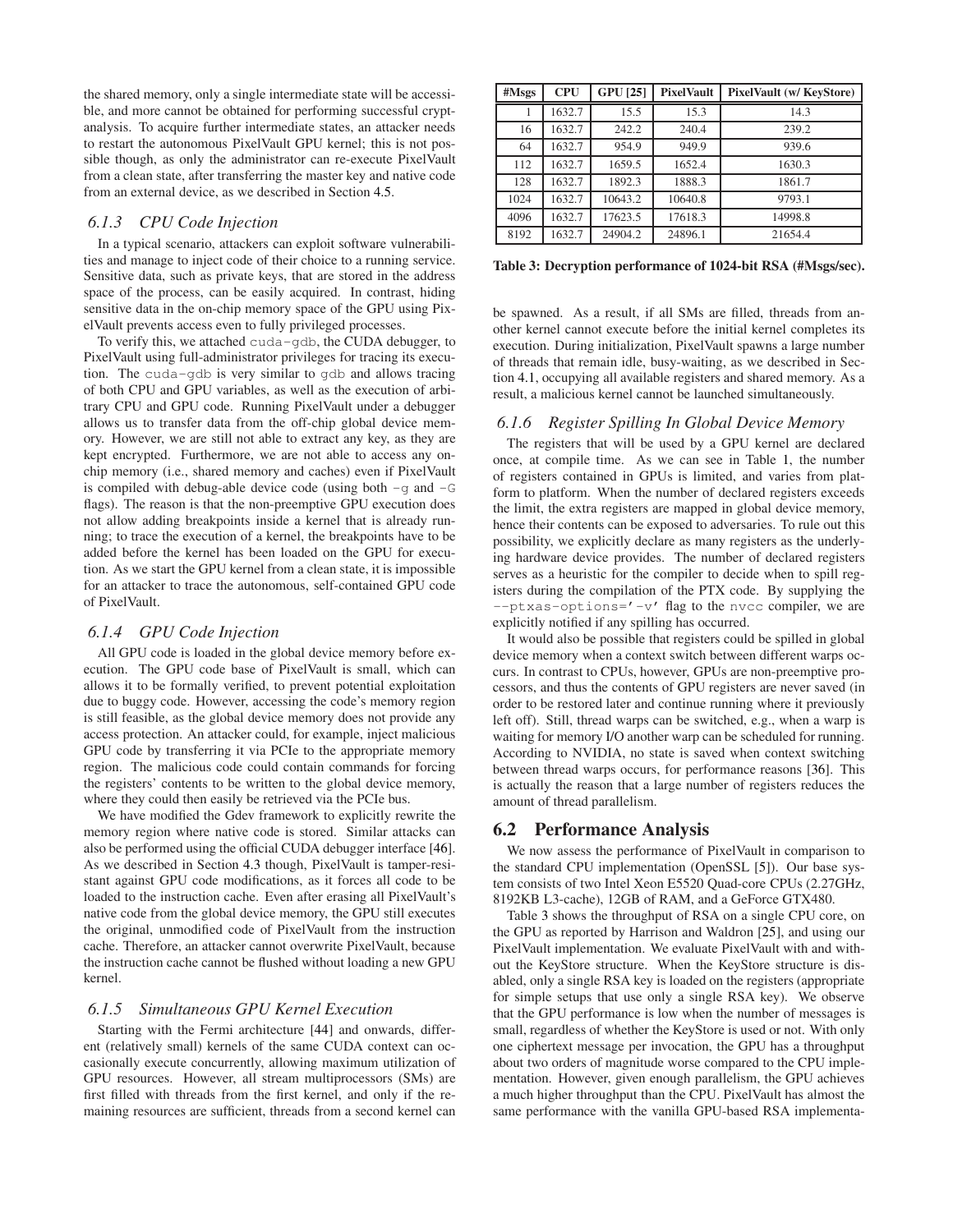the shared memory, only a single intermediate state will be accessible, and more cannot be obtained for performing successful cryptanalysis. To acquire further intermediate states, an attacker needs to restart the autonomous PixelVault GPU kernel; this is not possible though, as only the administrator can re-execute PixelVault from a clean state, after transferring the master key and native code from an external device, as we described in Section 4.5.

### *6.1.3 CPU Code Injection*

In a typical scenario, attackers can exploit software vulnerabilities and manage to inject code of their choice to a running service. Sensitive data, such as private keys, that are stored in the address space of the process, can be easily acquired. In contrast, hiding sensitive data in the on-chip memory space of the GPU using PixelVault prevents access even to fully privileged processes.

To verify this, we attached `cuda-gdb`, the CUDA debugger, to PixelVault using full-administrator privileges for tracing its execution. The `cuda-gdb` is very similar to `gdb` and allows tracing of both CPU and GPU variables, as well as the execution of arbitrary CPU and GPU code. Running PixelVault under a debugger allows us to transfer data from the off-chip global device memory. However, we are still not able to extract any key, as they are kept encrypted. Furthermore, we are not able to access any on-chip memory (i.e., shared memory and caches) even if PixelVault is compiled with debug-able device code (using both `-g` and `-G` flags). The reason is that the non-preemptive GPU execution does not allow adding breakpoints inside a kernel that is already running; to trace the execution of a kernel, the breakpoints have to be added before the kernel has been loaded on the GPU for execution. As we start the GPU kernel from a clean state, it is impossible for an attacker to trace the autonomous, self-contained GPU code of PixelVault.

### *6.1.4 GPU Code Injection*

All GPU code is loaded in the global device memory before execution. The GPU code base of PixelVault is small, which can allows it to be formally verified, to prevent potential exploitation due to buggy code. However, accessing the code's memory region is still feasible, as the global device memory does not provide any access protection. An attacker could, for example, inject malicious GPU code by transferring it via PCIe to the appropriate memory region. The malicious code could contain commands for forcing the registers' contents to be written to the global device memory, where they could then easily be retrieved via the PCIe bus.

We have modified the Gdev framework to explicitly rewrite the memory region where native code is stored. Similar attacks can also be performed using the official CUDA debugger interface [46]. As we described in Section 4.3 though, PixelVault is tamper-resistant against GPU code modifications, as it forces all code to be loaded to the instruction cache. Even after erasing all PixelVault's native code from the global device memory, the GPU still executes the original, unmodified code of PixelVault from the instruction cache. Therefore, an attacker cannot overwrite PixelVault, because the instruction cache cannot be flushed without loading a new GPU kernel.

### *6.1.5 Simultaneous GPU Kernel Execution*

Starting with the Fermi architecture [44] and onwards, different (relatively small) kernels of the same CUDA context can occasionally execute concurrently, allowing maximum utilization of GPU resources. However, all stream multiprocessors (SMs) are first filled with threads from the first kernel, and only if the remaining resources are sufficient, threads from a second kernel can be spawned. As a result, if all SMs are filled, threads from another kernel cannot execute before the initial kernel completes its execution. During initialization, PixelVault spawns a large number of threads that remain idle, busy-waiting, as we described in Section 4.1, occupying all available registers and shared memory. As a result, a malicious kernel cannot be launched simultaneously.

### *6.1.6 Register Spilling In Global Device Memory*

The registers that will be used by a GPU kernel are declared once, at compile time. As we can see in Table 1, the number of registers contained in GPUs is limited, and varies from platform to platform. When the number of declared registers exceeds the limit, the extra registers are mapped in global device memory, hence their contents can be exposed to adversaries. To rule out this possibility, we explicitly declare as many registers as the underlying hardware device provides. The number of declared registers serves as a heuristic for the compiler to decide when to spill registers during the compilation of the PTX code. By supplying the `--ptxas-options='-v'` flag to the `nvcc` compiler, we are explicitly notified if any spilling has occurred.

It would also be possible that registers could be spilled in global device memory when a context switch between different warps occurs. In contrast to CPUs, however, GPUs are non-preemptive processors, and thus the contents of GPU registers are never saved (in order to be restored later and continue running where it previously left off). Still, thread warps can be switched, e.g., when a warp is waiting for memory I/O another warp can be scheduled for running. According to NVIDIA, no state is saved when context switching between thread warps occurs, for performance reasons [36]. This is actually the reason that a large number of registers reduces the amount of thread parallelism.

## 6.2 Performance Analysis

We now assess the performance of PixelVault in comparison to the standard CPU implementation (OpenSSL [5]). Our base system consists of two Intel Xeon E5520 Quad-core CPUs (2.27GHz, 8192KB L3-cache), 12GB of RAM, and a GeForce GTX480.

| #Msgs | CPU | GPU [25] | PixelVault | PixelVault (w/ KeyStore) |
|---|---|---|---|---|
| 1 | 1632.7 | 15.5 | 15.3 | 14.3 |
| 16 | 1632.7 | 242.2 | 240.4 | 239.2 |
| 64 | 1632.7 | 954.9 | 949.9 | 939.6 |
| 112 | 1632.7 | 1659.5 | 1652.4 | 1630.3 |
| 128 | 1632.7 | 1892.3 | 1888.3 | 1861.7 |
| 1024 | 1632.7 | 10643.2 | 10640.8 | 9793.1 |
| 4096 | 1632.7 | 17623.5 | 17618.3 | 14998.8 |
| 8192 | 1632.7 | 24904.2 | 24896.1 | 21654.4 |

**Table 3: Decryption performance of 1024-bit RSA (#Msgs/sec).**

Table 3 shows the throughput of RSA on a single CPU core, on the GPU as reported by Harrison and Waldron [25], and using our PixelVault implementation. We evaluate PixelVault with and without the KeyStore structure. When the KeyStore structure is disabled, only a single RSA key is loaded on the registers (appropriate for simple setups that use only a single RSA key). We observe that the GPU performance is low when the number of messages is small, regardless of whether the KeyStore is used or not. With only one ciphertext message per invocation, the GPU has a throughput about two orders of magnitude worse compared to the CPU implementation. However, given enough parallelism, the GPU achieves a much higher throughput than the CPU. PixelVault has almost the same performance with the vanilla GPU-based RSA implementa-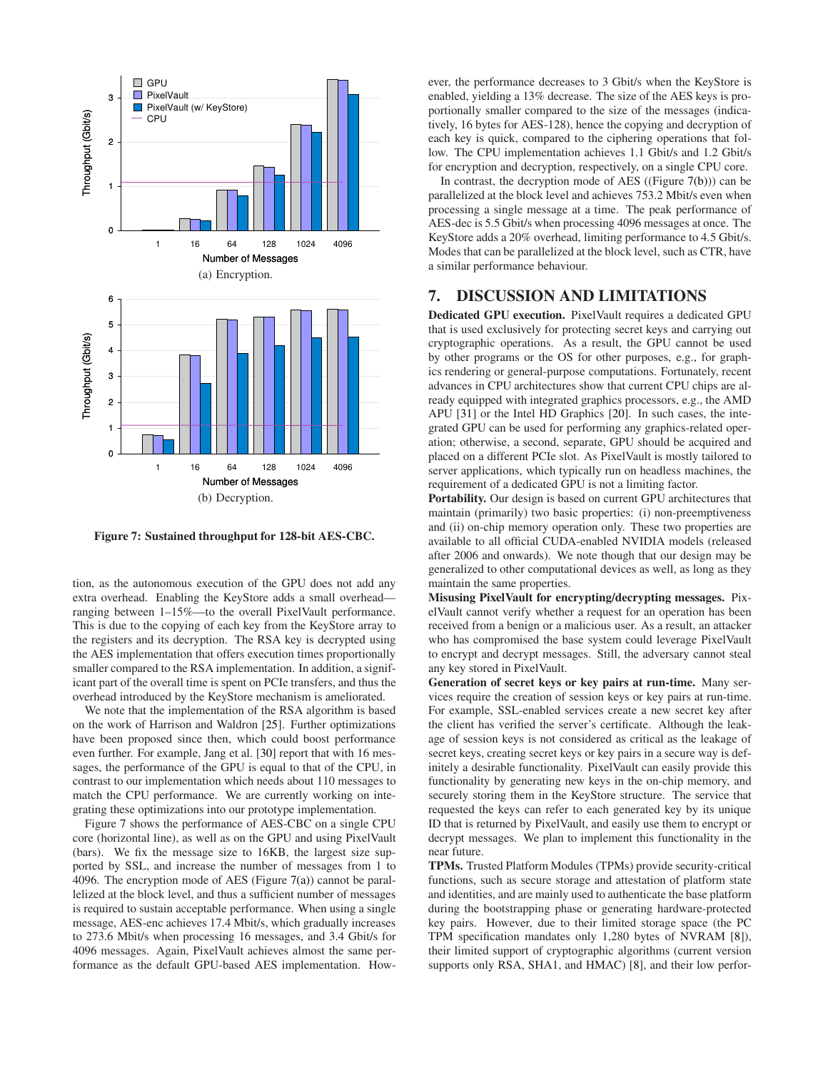Figure 7: Sustained throughput for 128-bit AES-CBC.

(a) Encryption.

(b) Decryption.

tion, as the autonomous execution of the GPU does not add any extra overhead. Enabling the KeyStore adds a small overhead—ranging between 1–15%—to the overall PixelVault performance. This is due to the copying of each key from the KeyStore array to the registers and its decryption. The RSA key is decrypted using the AES implementation that offers execution times proportionally smaller compared to the RSA implementation. In addition, a significant part of the overall time is spent on PCIe transfers, and thus the overhead introduced by the KeyStore mechanism is ameliorated.

We note that the implementation of the RSA algorithm is based on the work of Harrison and Waldron [25]. Further optimizations have been proposed since then, which could boost performance even further. For example, Jang et al. [30] report that with 16 messages, the performance of the GPU is equal to that of the CPU, in contrast to our implementation which needs about 110 messages to match the CPU performance. We are currently working on integrating these optimizations into our prototype implementation.

Figure 7 shows the performance of AES-CBC on a single CPU core (horizontal line), as well as on the GPU and using PixelVault (bars). We fix the message size to 16KB, the largest size supported by SSL, and increase the number of messages from 1 to 4096. The encryption mode of AES (Figure 7(a)) cannot be parallelized at the block level, and thus a sufficient number of messages is required to sustain acceptable performance. When using a single message, AES-enc achieves 17.4 Mbit/s, which gradually increases to 273.6 Mbit/s when processing 16 messages, and 3.4 Gbit/s for 4096 messages. Again, PixelVault achieves almost the same performance as the default GPU-based AES implementation. However, the performance decreases to 3 Gbit/s when the KeyStore is enabled, yielding a 13% decrease. The size of the AES keys is proportionally smaller compared to the size of the messages (indicatively, 16 bytes for AES-128), hence the copying and decryption of each key is quick, compared to the ciphering operations that follow. The CPU implementation achieves 1.1 Gbit/s and 1.2 Gbit/s for encryption and decryption, respectively, on a single CPU core.

In contrast, the decryption mode of AES ((Figure 7(b))) can be parallelized at the block level and achieves 753.2 Mbit/s even when processing a single message at a time. The peak performance of AES-dec is 5.5 Gbit/s when processing 4096 messages at once. The KeyStore adds a 20% overhead, limiting performance to 4.5 Gbit/s. Modes that can be parallelized at the block level, such as CTR, have a similar performance behaviour.

# 7. DISCUSSION AND LIMITATIONS

**Dedicated GPU execution.** PixelVault requires a dedicated GPU that is used exclusively for protecting secret keys and carrying out cryptographic operations. As a result, the GPU cannot be used by other programs or the OS for other purposes, e.g., for graphics rendering or general-purpose computations. Fortunately, recent advances in CPU architectures show that current CPU chips are already equipped with integrated graphics processors, e.g., the AMD APU [31] or the Intel HD Graphics [20]. In such cases, the integrated GPU can be used for performing any graphics-related operation; otherwise, a second, separate, GPU should be acquired and placed on a different PCIe slot. As PixelVault is mostly tailored to server applications, which typically run on headless machines, the requirement of a dedicated GPU is not a limiting factor.

**Portability.** Our design is based on current GPU architectures that maintain (primarily) two basic properties: (i) non-preemptiveness and (ii) on-chip memory operation only. These two properties are available to all official CUDA-enabled NVIDIA models (released after 2006 and onwards). We note though that our design may be generalized to other computational devices as well, as long as they maintain the same properties.

**Misusing PixelVault for encrypting/decrypting messages.** PixelVault cannot verify whether a request for an operation has been received from a benign or a malicious user. As a result, an attacker who has compromised the base system could leverage PixelVault to encrypt and decrypt messages. Still, the adversary cannot steal any key stored in PixelVault.

**Generation of secret keys or key pairs at run-time.** Many services require the creation of session keys or key pairs at run-time. For example, SSL-enabled services create a new secret key after the client has verified the server's certificate. Although the leakage of session keys is not considered as critical as the leakage of secret keys, creating secret keys or key pairs in a secure way is definitely a desirable functionality. PixelVault can easily provide this functionality by generating new keys in the on-chip memory, and securely storing them in the KeyStore structure. The service that requested the keys can refer to each generated key by its unique ID that is returned by PixelVault, and easily use them to encrypt or decrypt messages. We plan to implement this functionality in the near future.

**TPMs.** Trusted Platform Modules (TPMs) provide security-critical functions, such as secure storage and attestation of platform state and identities, and are mainly used to authenticate the base platform during the bootstrapping phase or generating hardware-protected key pairs. However, due to their limited storage space (the PC TPM specification mandates only 1,280 bytes of NVRAM [8]), their limited support of cryptographic algorithms (current version supports only RSA, SHA1, and HMAC) [8], and their low perfor-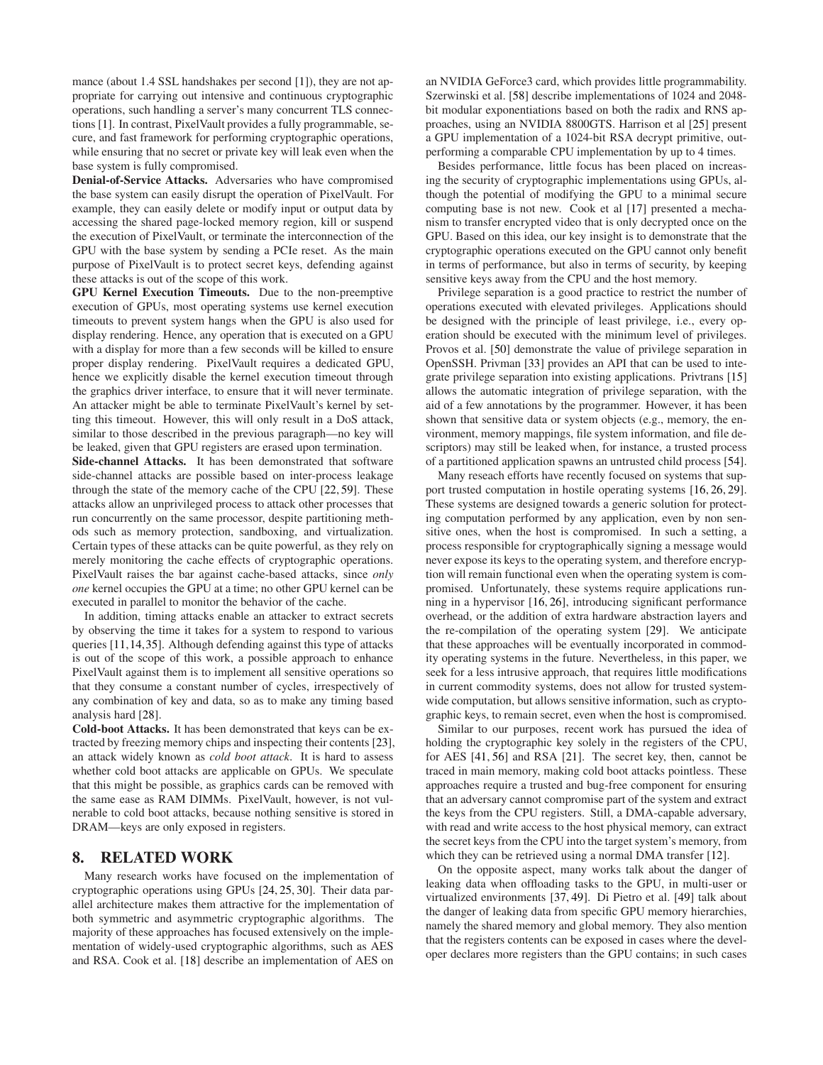mance (about 1.4 SSL handshakes per second [1]), they are not appropriate for carrying out intensive and continuous cryptographic operations, such handling a server's many concurrent TLS connections [1]. In contrast, PixelVault provides a fully programmable, secure, and fast framework for performing cryptographic operations, while ensuring that no secret or private key will leak even when the base system is fully compromised.

**Denial-of-Service Attacks.** Adversaries who have compromised the base system can easily disrupt the operation of PixelVault. For example, they can easily delete or modify input or output data by accessing the shared page-locked memory region, kill or suspend the execution of PixelVault, or terminate the interconnection of the GPU with the base system by sending a PCIe reset. As the main purpose of PixelVault is to protect secret keys, defending against these attacks is out of the scope of this work.

**GPU Kernel Execution Timeouts.** Due to the non-preemptive execution of GPUs, most operating systems use kernel execution timeouts to prevent system hangs when the GPU is also used for display rendering. Hence, any operation that is executed on a GPU with a display for more than a few seconds will be killed to ensure proper display rendering. PixelVault requires a dedicated GPU, hence we explicitly disable the kernel execution timeout through the graphics driver interface, to ensure that it will never terminate. An attacker might be able to terminate PixelVault's kernel by setting this timeout. However, this will only result in a DoS attack, similar to those described in the previous paragraph—no key will be leaked, given that GPU registers are erased upon termination.

**Side-channel Attacks.** It has been demonstrated that software side-channel attacks are possible based on inter-process leakage through the state of the memory cache of the CPU [22, 59]. These attacks allow an unprivileged process to attack other processes that run concurrently on the same processor, despite partitioning methods such as memory protection, sandboxing, and virtualization. Certain types of these attacks can be quite powerful, as they rely on merely monitoring the cache effects of cryptographic operations. PixelVault raises the bar against cache-based attacks, since *only one* kernel occupies the GPU at a time; no other GPU kernel can be executed in parallel to monitor the behavior of the cache.

In addition, timing attacks enable an attacker to extract secrets by observing the time it takes for a system to respond to various queries [11,14,35]. Although defending against this type of attacks is out of the scope of this work, a possible approach to enhance PixelVault against them is to implement all sensitive operations so that they consume a constant number of cycles, irrespectively of any combination of key and data, so as to make any timing based analysis hard [28].

**Cold-boot Attacks.** It has been demonstrated that keys can be extracted by freezing memory chips and inspecting their contents [23], an attack widely known as *cold boot attack*. It is hard to assess whether cold boot attacks are applicable on GPUs. We speculate that this might be possible, as graphics cards can be removed with the same ease as RAM DIMMs. PixelVault, however, is not vulnerable to cold boot attacks, because nothing sensitive is stored in DRAM—keys are only exposed in registers.

## 8. RELATED WORK

Many research works have focused on the implementation of cryptographic operations using GPUs [24, 25, 30]. Their data parallel architecture makes them attractive for the implementation of both symmetric and asymmetric cryptographic algorithms. The majority of these approaches has focused extensively on the implementation of widely-used cryptographic algorithms, such as AES and RSA. Cook et al. [18] describe an implementation of AES on an NVIDIA GeForce3 card, which provides little programmability. Szerwinski et al. [58] describe implementations of 1024 and 2048-bit modular exponentiations based on both the radix and RNS approaches, using an NVIDIA 8800GTS. Harrison et al [25] present a GPU implementation of a 1024-bit RSA decrypt primitive, outperforming a comparable CPU implementation by up to 4 times.

Besides performance, little focus has been placed on increasing the security of cryptographic implementations using GPUs, although the potential of modifying the GPU to a minimal secure computing base is not new. Cook et al [17] presented a mechanism to transfer encrypted video that is only decrypted once on the GPU. Based on this idea, our key insight is to demonstrate that the cryptographic operations executed on the GPU cannot only benefit in terms of performance, but also in terms of security, by keeping sensitive keys away from the CPU and the host memory.

Privilege separation is a good practice to restrict the number of operations executed with elevated privileges. Applications should be designed with the principle of least privilege, i.e., every operation should be executed with the minimum level of privileges. Provos et al. [50] demonstrate the value of privilege separation in OpenSSH. Privman [33] provides an API that can be used to integrate privilege separation into existing applications. Privtrans [15] allows the automatic integration of privilege separation, with the aid of a few annotations by the programmer. However, it has been shown that sensitive data or system objects (e.g., memory, the environment, memory mappings, file system information, and file descriptors) may still be leaked when, for instance, a trusted process of a partitioned application spawns an untrusted child process [54].

Many reseach efforts have recently focused on systems that support trusted computation in hostile operating systems [16, 26, 29]. These systems are designed towards a generic solution for protecting computation performed by any application, even by non sensitive ones, when the host is compromised. In such a setting, a process responsible for cryptographically signing a message would never expose its keys to the operating system, and therefore encryption will remain functional even when the operating system is compromised. Unfortunately, these systems require applications running in a hypervisor [16, 26], introducing significant performance overhead, or the addition of extra hardware abstraction layers and the re-compilation of the operating system [29]. We anticipate that these approaches will be eventually incorporated in commodity operating systems in the future. Nevertheless, in this paper, we seek for a less intrusive approach, that requires little modifications in current commodity systems, does not allow for trusted system-wide computation, but allows sensitive information, such as cryptographic keys, to remain secret, even when the host is compromised.

Similar to our purposes, recent work has pursued the idea of holding the cryptographic key solely in the registers of the CPU, for AES [41, 56] and RSA [21]. The secret key, then, cannot be traced in main memory, making cold boot attacks pointless. These approaches require a trusted and bug-free component for ensuring that an adversary cannot compromise part of the system and extract the keys from the CPU registers. Still, a DMA-capable adversary, with read and write access to the host physical memory, can extract the secret keys from the CPU into the target system's memory, from which they can be retrieved using a normal DMA transfer [12].

On the opposite aspect, many works talk about the danger of leaking data when offloading tasks to the GPU, in multi-user or virtualized environments [37, 49]. Di Pietro et al. [49] talk about the danger of leaking data from specific GPU memory hierarchies, namely the shared memory and global memory. They also mention that the registers contents can be exposed in cases where the developer declares more registers than the GPU contains; in such cases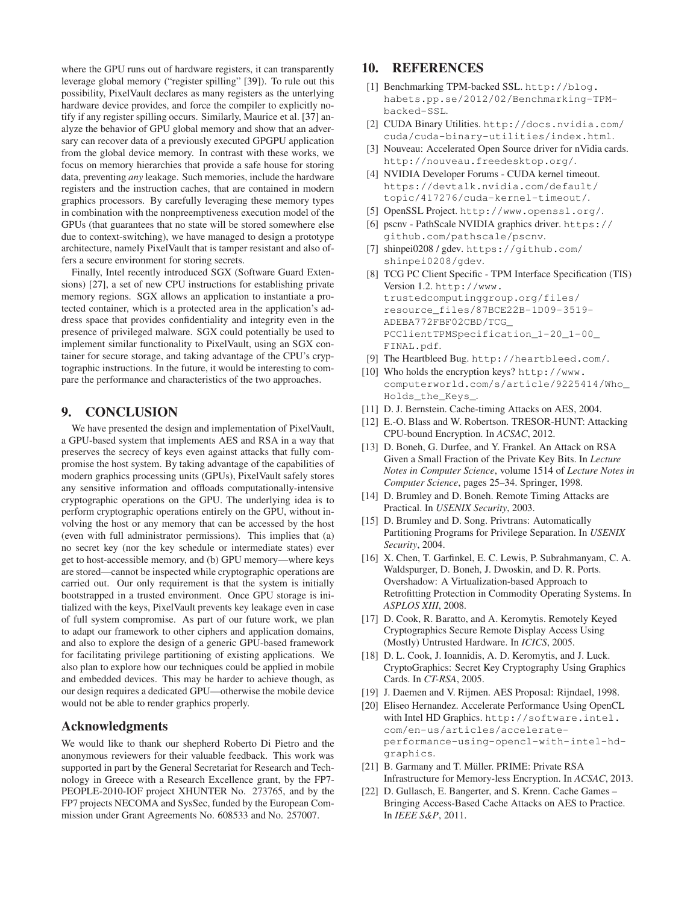where the GPU runs out of hardware registers, it can transparently leverage global memory ("register spilling" [39]). To rule out this possibility, PixelVault declares as many registers as the unterlying hardware device provides, and force the compiler to explicitly notify if any register spilling occurs. Similarly, Maurice et al. [37] analyze the behavior of GPU global memory and show that an adversary can recover data of a previously executed GPGPU application from the global device memory. In contrast with these works, we focus on memory hierarchies that provide a safe house for storing data, preventing *any* leakage. Such memories, include the hardware registers and the instruction caches, that are contained in modern graphics processors. By carefully leveraging these memory types in combination with the nonpreemptiveness execution model of the GPUs (that guarantees that no state will be stored somewhere else due to context-switching), we have managed to design a prototype architecture, namely PixelVault that is tamper resistant and also offers a secure environment for storing secrets.

Finally, Intel recently introduced SGX (Software Guard Extensions) [27], a set of new CPU instructions for establishing private memory regions. SGX allows an application to instantiate a protected container, which is a protected area in the application's address space that provides confidentiality and integrity even in the presence of privileged malware. SGX could potentially be used to implement similar functionality to PixelVault, using an SGX container for secure storage, and taking advantage of the CPU's cryptographic instructions. In the future, it would be interesting to compare the performance and characteristics of the two approaches.

## 9. CONCLUSION

We have presented the design and implementation of PixelVault, a GPU-based system that implements AES and RSA in a way that preserves the secrecy of keys even against attacks that fully compromise the host system. By taking advantage of the capabilities of modern graphics processing units (GPUs), PixelVault safely stores any sensitive information and offloads computationally-intensive cryptographic operations on the GPU. The underlying idea is to perform cryptographic operations entirely on the GPU, without involving the host or any memory that can be accessed by the host (even with full administrator permissions). This implies that (a) no secret key (nor the key schedule or intermediate states) ever get to host-accessible memory, and (b) GPU memory—where keys are stored—cannot be inspected while cryptographic operations are carried out. Our only requirement is that the system is initially bootstrapped in a trusted environment. Once GPU storage is initialized with the keys, PixelVault prevents key leakage even in case of full system compromise. As part of our future work, we plan to adapt our framework to other ciphers and application domains, and also to explore the design of a generic GPU-based framework for facilitating privilege partitioning of existing applications. We also plan to explore how our techniques could be applied in mobile and embedded devices. This may be harder to achieve though, as our design requires a dedicated GPU—otherwise the mobile device would not be able to render graphics properly.

## Acknowledgments

We would like to thank our shepherd Roberto Di Pietro and the anonymous reviewers for their valuable feedback. This work was supported in part by the General Secretariat for Research and Technology in Greece with a Research Excellence grant, by the FP7-PEOPLE-2010-IOF project XHUNTER No. 273765, and by the FP7 projects NECOMA and SysSec, funded by the European Commission under Grant Agreements No. 608533 and No. 257007.

## 10. REFERENCES

[1] Benchmarking TPM-backed SSL. http://blog.habets.pp.se/2012/02/Benchmarking-TPM-backed-SSL.

[2] CUDA Binary Utilities. http://docs.nvidia.com/cuda/cuda-binary-utilities/index.html.

[3] Nouveau: Accelerated Open Source driver for nVidia cards. http://nouveau.freedesktop.org/.

[4] NVIDIA Developer Forums - CUDA kernel timeout. https://devtalk.nvidia.com/default/topic/417276/cuda-kernel-timeout/.

[5] OpenSSL Project. http://www.openssl.org/.

[6] pscnv - PathScale NVIDIA graphics driver. https://github.com/pathscale/pscnv.

[7] shinpei0208 / gdev. https://github.com/shinpei0208/gdev.

[8] TCG PC Client Specific - TPM Interface Specification (TIS) Version 1.2. http://www.trustedcomputinggroup.org/files/resource_files/87BCE22B-1D09-3519-ADEBA772FBF02CBD/TCG_PCClientTPMSpecification_1-20_1-00_FINAL.pdf.

[9] The Heartbleed Bug. http://heartbleed.com/.

[10] Who holds the encryption keys? http://www.computerworld.com/s/article/9225414/Who_Holds_the_Keys_.

[11] D. J. Bernstein. Cache-timing Attacks on AES, 2004.

[12] E.-O. Blass and W. Robertson. TRESOR-HUNT: Attacking CPU-bound Encryption. In *ACSAC*, 2012.

[13] D. Boneh, G. Durfee, and Y. Frankel. An Attack on RSA Given a Small Fraction of the Private Key Bits. In *Lecture Notes in Computer Science*, volume 1514 of *Lecture Notes in Computer Science*, pages 25–34. Springer, 1998.

[14] D. Brumley and D. Boneh. Remote Timing Attacks are Practical. In *USENIX Security*, 2003.

[15] D. Brumley and D. Song. Privtrans: Automatically Partitioning Programs for Privilege Separation. In *USENIX Security*, 2004.

[16] X. Chen, T. Garfinkel, E. C. Lewis, P. Subrahmanyam, C. A. Waldspurger, D. Boneh, J. Dwoskin, and D. R. Ports. Overshadow: A Virtualization-based Approach to Retrofitting Protection in Commodity Operating Systems. In *ASPLOS XIII*, 2008.

[17] D. Cook, R. Baratto, and A. Keromytis. Remotely Keyed Cryptographics Secure Remote Display Access Using (Mostly) Untrusted Hardware. In *ICICS*, 2005.

[18] D. L. Cook, J. Ioannidis, A. D. Keromytis, and J. Luck. CryptoGraphics: Secret Key Cryptography Using Graphics Cards. In *CT-RSA*, 2005.

[19] J. Daemen and V. Rijmen. AES Proposal: Rijndael, 1998.

[20] Eliseo Hernandez. Accelerate Performance Using OpenCL with Intel HD Graphics. http://software.intel.com/en-us/articles/accelerate-performance-using-opencl-with-intel-hd-graphics.

[21] B. Garmany and T. Müller. PRIME: Private RSA Infrastructure for Memory-less Encryption. In *ACSAC*, 2013.

[22] D. Gullasch, E. Bangerter, and S. Krenn. Cache Games – Bringing Access-Based Cache Attacks on AES to Practice. In *IEEE S&P*, 2011.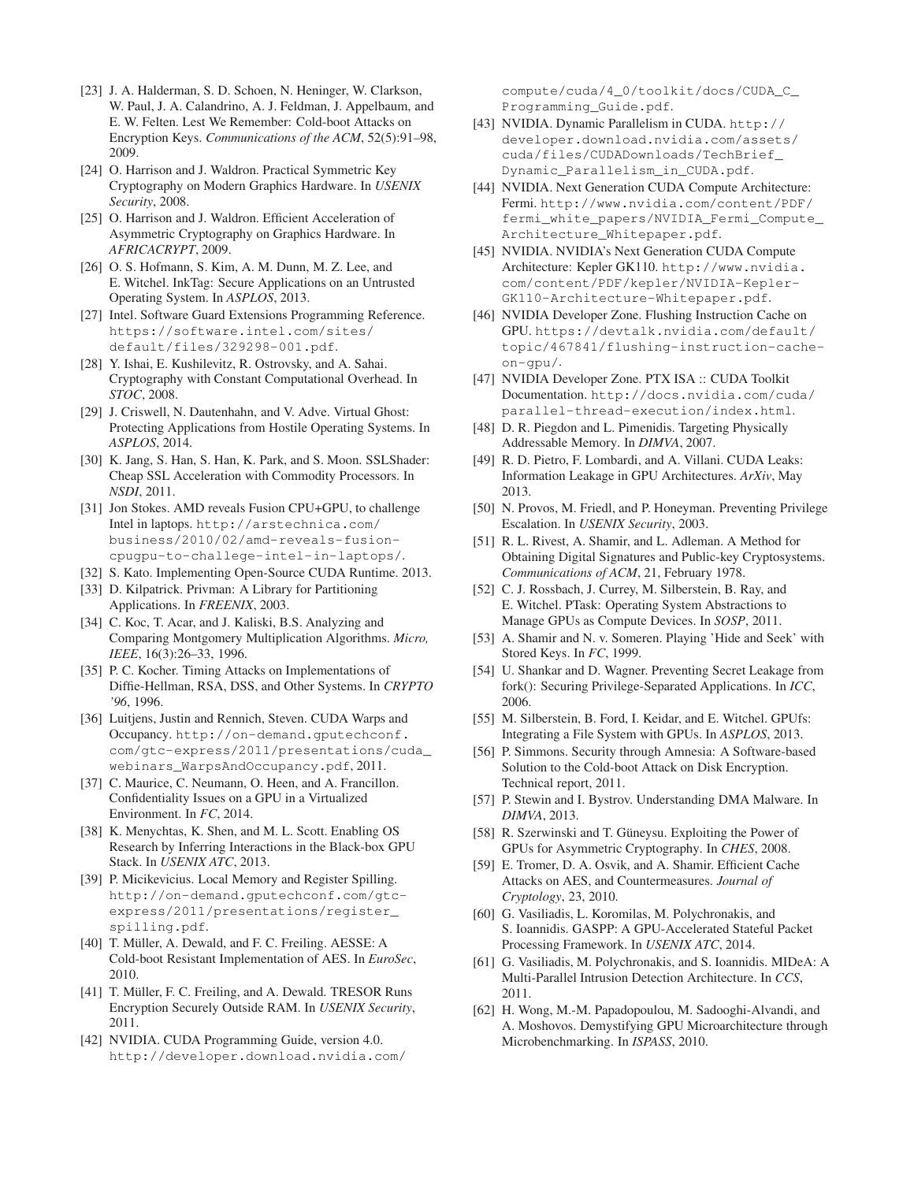[23] J. A. Halderman, S. D. Schoen, N. Heninger, W. Clarkson, W. Paul, J. A. Calandrino, A. J. Feldman, J. Appelbaum, and E. W. Felten. Lest We Remember: Cold-boot Attacks on Encryption Keys. *Communications of the ACM*, 52(5):91–98, 2009.

[24] O. Harrison and J. Waldron. Practical Symmetric Key Cryptography on Modern Graphics Hardware. In *USENIX Security*, 2008.

[25] O. Harrison and J. Waldron. Efficient Acceleration of Asymmetric Cryptography on Graphics Hardware. In *AFRICACRYPT*, 2009.

[26] O. S. Hofmann, S. Kim, A. M. Dunn, M. Z. Lee, and E. Witchel. InkTag: Secure Applications on an Untrusted Operating System. In *ASPLOS*, 2013.

[27] Intel. Software Guard Extensions Programming Reference. `https://software.intel.com/sites/default/files/329298-001.pdf`.

[28] Y. Ishai, E. Kushilevitz, R. Ostrovsky, and A. Sahai. Cryptography with Constant Computational Overhead. In *STOC*, 2008.

[29] J. Criswell, N. Dautenhahn, and V. Adve. Virtual Ghost: Protecting Applications from Hostile Operating Systems. In *ASPLOS*, 2014.

[30] K. Jang, S. Han, S. Han, K. Park, and S. Moon. SSLShader: Cheap SSL Acceleration with Commodity Processors. In *NSDI*, 2011.

[31] Jon Stokes. AMD reveals Fusion CPU+GPU, to challenge Intel in laptops. `http://arstechnica.com/business/2010/02/amd-reveals-fusion-cpugpu-to-challege-intel-in-laptops/`.

[32] S. Kato. Implementing Open-Source CUDA Runtime. 2013.

[33] D. Kilpatrick. Privman: A Library for Partitioning Applications. In *FREENIX*, 2003.

[34] C. Koc, T. Acar, and J. Kaliski, B.S. Analyzing and Comparing Montgomery Multiplication Algorithms. *Micro, IEEE*, 16(3):26–33, 1996.

[35] P. C. Kocher. Timing Attacks on Implementations of Diffie-Hellman, RSA, DSS, and Other Systems. In *CRYPTO '96*, 1996.

[36] Luitjens, Justin and Rennich, Steven. CUDA Warps and Occupancy. `http://on-demand.gputechconf.com/gtc-express/2011/presentations/cuda_webinars_WarpsAndOccupancy.pdf`, 2011.

[37] C. Maurice, C. Neumann, O. Heen, and A. Francillon. Confidentiality Issues on a GPU in a Virtualized Environment. In *FC*, 2014.

[38] K. Menychtas, K. Shen, and M. L. Scott. Enabling OS Research by Inferring Interactions in the Black-box GPU Stack. In *USENIX ATC*, 2013.

[39] P. Micikevicius. Local Memory and Register Spilling. `http://on-demand.gputechconf.com/gtc-express/2011/presentations/register_spilling.pdf`.

[40] T. Müller, A. Dewald, and F. C. Freiling. AESSE: A Cold-boot Resistant Implementation of AES. In *EuroSec*, 2010.

[41] T. Müller, F. C. Freiling, and A. Dewald. TRESOR Runs Encryption Securely Outside RAM. In *USENIX Security*, 2011.

[42] NVIDIA. CUDA Programming Guide, version 4.0. `http://developer.download.nvidia.com/compute/cuda/4_0/toolkit/docs/CUDA_C_Programming_Guide.pdf`.

[43] NVIDIA. Dynamic Parallelism in CUDA. `http://developer.download.nvidia.com/assets/cuda/files/CUDADownloads/TechBrief_Dynamic_Parallelism_in_CUDA.pdf`.

[44] NVIDIA. Next Generation CUDA Compute Architecture: Fermi. `http://www.nvidia.com/content/PDF/fermi_white_papers/NVIDIA_Fermi_Compute_Architecture_Whitepaper.pdf`.

[45] NVIDIA. NVIDIA's Next Generation CUDA Compute Architecture: Kepler GK110. `http://www.nvidia.com/content/PDF/kepler/NVIDIA-Kepler-GK110-Architecture-Whitepaper.pdf`.

[46] NVIDIA Developer Zone. Flushing Instruction Cache on GPU. `https://devtalk.nvidia.com/default/topic/467841/flushing-instruction-cache-on-gpu/`.

[47] NVIDIA Developer Zone. PTX ISA :: CUDA Toolkit Documentation. `http://docs.nvidia.com/cuda/parallel-thread-execution/index.html`.

[48] D. R. Piegdon and L. Pimenidis. Targeting Physically Addressable Memory. In *DIMVA*, 2007.

[49] R. D. Pietro, F. Lombardi, and A. Villani. CUDA Leaks: Information Leakage in GPU Architectures. *ArXiv*, May 2013.

[50] N. Provos, M. Friedl, and P. Honeyman. Preventing Privilege Escalation. In *USENIX Security*, 2003.

[51] R. L. Rivest, A. Shamir, and L. Adleman. A Method for Obtaining Digital Signatures and Public-key Cryptosystems. *Communications of ACM*, 21, February 1978.

[52] C. J. Rossbach, J. Currey, M. Silberstein, B. Ray, and E. Witchel. PTask: Operating System Abstractions to Manage GPUs as Compute Devices. In *SOSP*, 2011.

[53] A. Shamir and N. v. Someren. Playing 'Hide and Seek' with Stored Keys. In *FC*, 1999.

[54] U. Shankar and D. Wagner. Preventing Secret Leakage from fork(): Securing Privilege-Separated Applications. In *ICC*, 2006.

[55] M. Silberstein, B. Ford, I. Keidar, and E. Witchel. GPUfs: Integrating a File System with GPUs. In *ASPLOS*, 2013.

[56] P. Simmons. Security through Amnesia: A Software-based Solution to the Cold-boot Attack on Disk Encryption. Technical report, 2011.

[57] P. Stewin and I. Bystrov. Understanding DMA Malware. In *DIMVA*, 2013.

[58] R. Szerwinski and T. Güneysu. Exploiting the Power of GPUs for Asymmetric Cryptography. In *CHES*, 2008.

[59] E. Tromer, D. A. Osvik, and A. Shamir. Efficient Cache Attacks on AES, and Countermeasures. *Journal of Cryptology*, 23, 2010.

[60] G. Vasiliadis, L. Koromilas, M. Polychronakis, and S. Ioannidis. GASPP: A GPU-Accelerated Stateful Packet Processing Framework. In *USENIX ATC*, 2014.

[61] G. Vasiliadis, M. Polychronakis, and S. Ioannidis. MIDeA: A Multi-Parallel Intrusion Detection Architecture. In *CCS*, 2011.

[62] H. Wong, M.-M. Papadopoulou, M. Sadooghi-Alvandi, and A. Moshovos. Demystifying GPU Microarchitecture through Microbenchmarking. In *ISPASS*, 2010.